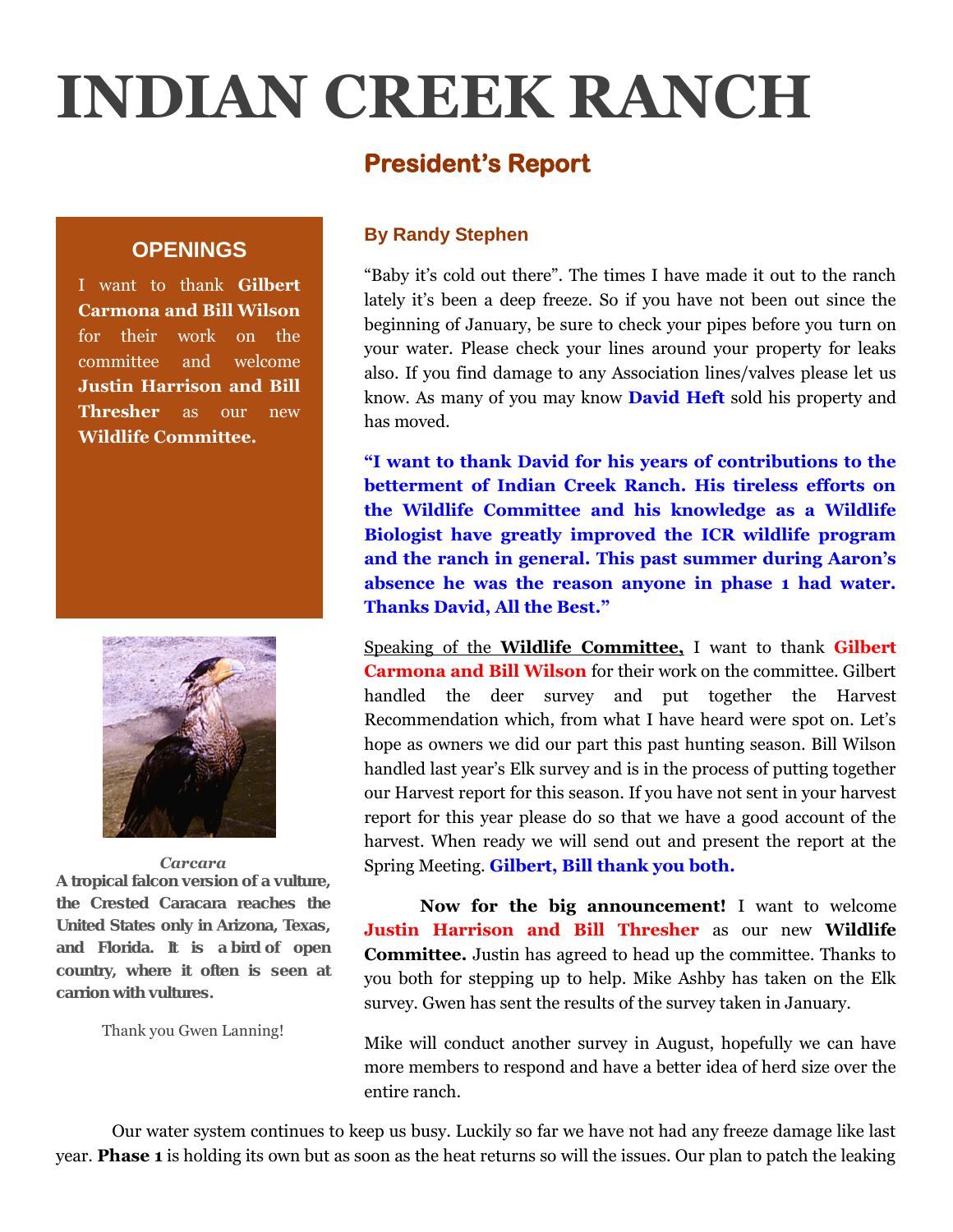# INDIAN CREEK RANCH

## President's Report

### OPENINGS

I want to thank **Gilbert Carmona and Bill Wilson** for their work on the committee and welcome **Justin Harrison and Bill Thresher** as our new **Wildlife Committee.**

*Carcara*

**A tropical falcon version of a vulture, the Crested Caracara reaches the United States only in Arizona, Texas, and Florida. It is a bird of open country, where it often is seen at carrion with vultures.**

Thank you Gwen Lanning!

**By Randy Stephen**

"Baby it's cold out there". The times I have made it out to the ranch lately it's been a deep freeze. So if you have not been out since the beginning of January, be sure to check your pipes before you turn on your water. Please check your lines around your property for leaks also. If you find damage to any Association lines/valves please let us know. As many of you may know **David Heft** sold his property and has moved.

**"I want to thank David for his years of contributions to the betterment of Indian Creek Ranch. His tireless efforts on the Wildlife Committee and his knowledge as a Wildlife Biologist have greatly improved the ICR wildlife program and the ranch in general. This past summer during Aaron's absence he was the reason anyone in phase 1 had water. Thanks David, All the Best."**

Speaking of the **Wildlife Committee,** I want to thank **Gilbert Carmona and Bill Wilson** for their work on the committee. Gilbert handled the deer survey and put together the Harvest Recommendation which, from what I have heard were spot on. Let's hope as owners we did our part this past hunting season. Bill Wilson handled last year's Elk survey and is in the process of putting together our Harvest report for this season. If you have not sent in your harvest report for this year please do so that we have a good account of the harvest. When ready we will send out and present the report at the Spring Meeting. **Gilbert, Bill thank you both.**

**Now for the big announcement!** I want to welcome **Justin Harrison and Bill Thresher** as our new **Wildlife Committee.** Justin has agreed to head up the committee. Thanks to you both for stepping up to help. Mike Ashby has taken on the Elk survey. Gwen has sent the results of the survey taken in January.

Mike will conduct another survey in August, hopefully we can have more members to respond and have a better idea of herd size over the entire ranch.

Our water system continues to keep us busy. Luckily so far we have not had any freeze damage like last year. **Phase 1** is holding its own but as soon as the heat returns so will the issues. Our plan to patch the leaking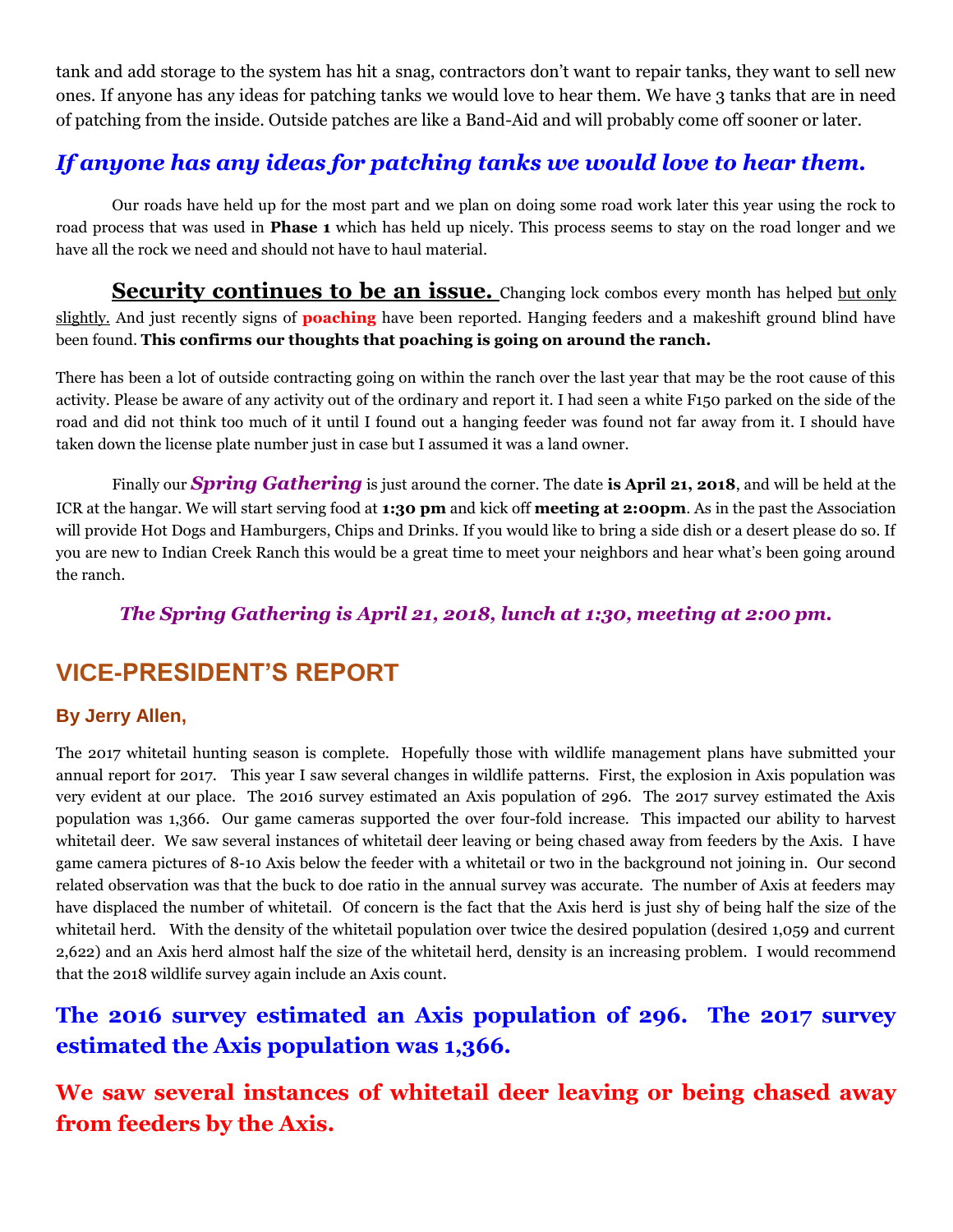tank and add storage to the system has hit a snag, contractors don't want to repair tanks, they want to sell new ones. If anyone has any ideas for patching tanks we would love to hear them. We have 3 tanks that are in need of patching from the inside. Outside patches are like a Band-Aid and will probably come off sooner or later.

***If anyone has any ideas for patching tanks we would love to hear them.***

Our roads have held up for the most part and we plan on doing some road work later this year using the rock to road process that was used in **Phase 1** which has held up nicely. This process seems to stay on the road longer and we have all the rock we need and should not have to haul material.

**Security continues to be an issue.** Changing lock combos every month has helped but only slightly. And just recently signs of **poaching** have been reported. Hanging feeders and a makeshift ground blind have been found. **This confirms our thoughts that poaching is going on around the ranch.**

There has been a lot of outside contracting going on within the ranch over the last year that may be the root cause of this activity. Please be aware of any activity out of the ordinary and report it. I had seen a white F150 parked on the side of the road and did not think too much of it until I found out a hanging feeder was found not far away from it. I should have taken down the license plate number just in case but I assumed it was a land owner.

Finally our ***Spring Gathering*** is just around the corner. The date **is April 21, 2018**, and will be held at the ICR at the hangar. We will start serving food at **1:30 pm** and kick off **meeting at 2:00pm**. As in the past the Association will provide Hot Dogs and Hamburgers, Chips and Drinks. If you would like to bring a side dish or a desert please do so. If you are new to Indian Creek Ranch this would be a great time to meet your neighbors and hear what's been going around the ranch.

***The Spring Gathering is April 21, 2018, lunch at 1:30, meeting at 2:00 pm.***

## VICE-PRESIDENT'S REPORT

### By Jerry Allen,

The 2017 whitetail hunting season is complete. Hopefully those with wildlife management plans have submitted your annual report for 2017. This year I saw several changes in wildlife patterns. First, the explosion in Axis population was very evident at our place. The 2016 survey estimated an Axis population of 296. The 2017 survey estimated the Axis population was 1,366. Our game cameras supported the over four-fold increase. This impacted our ability to harvest whitetail deer. We saw several instances of whitetail deer leaving or being chased away from feeders by the Axis. I have game camera pictures of 8-10 Axis below the feeder with a whitetail or two in the background not joining in. Our second related observation was that the buck to doe ratio in the annual survey was accurate. The number of Axis at feeders may have displaced the number of whitetail. Of concern is the fact that the Axis herd is just shy of being half the size of the whitetail herd. With the density of the whitetail population over twice the desired population (desired 1,059 and current 2,622) and an Axis herd almost half the size of the whitetail herd, density is an increasing problem. I would recommend that the 2018 wildlife survey again include an Axis count.

**The 2016 survey estimated an Axis population of 296. The 2017 survey estimated the Axis population was 1,366.**

**We saw several instances of whitetail deer leaving or being chased away from feeders by the Axis.**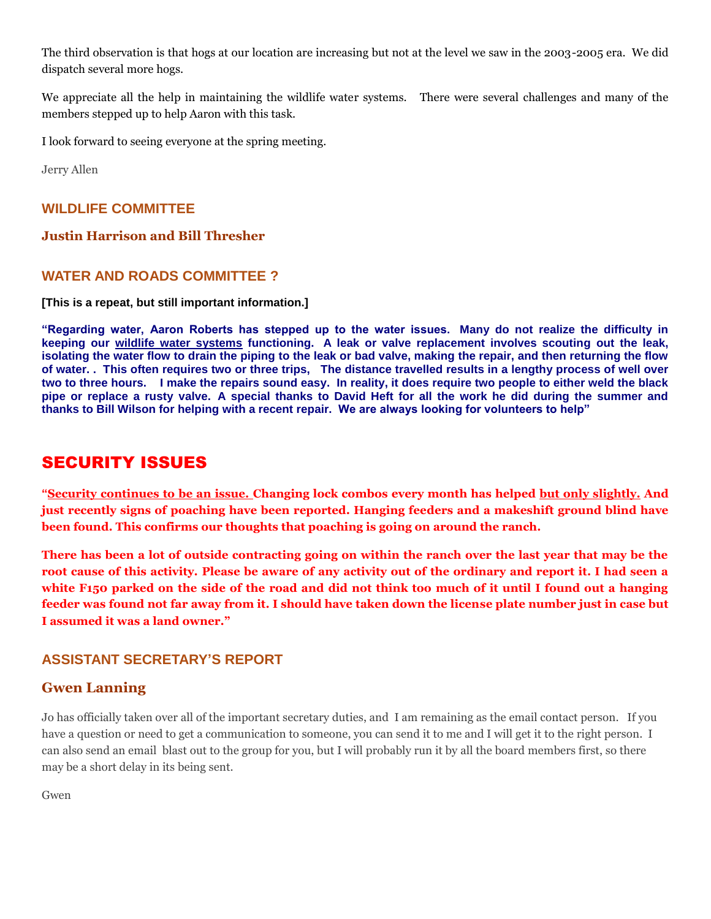The third observation is that hogs at our location are increasing but not at the level we saw in the 2003-2005 era. We did dispatch several more hogs.

We appreciate all the help in maintaining the wildlife water systems. There were several challenges and many of the members stepped up to help Aaron with this task.

I look forward to seeing everyone at the spring meeting.

Jerry Allen

## WILDLIFE COMMITTEE

### Justin Harrison and Bill Thresher

## WATER AND ROADS COMMITTEE ?

**[This is a repeat, but still important information.]**

**"Regarding water, Aaron Roberts has stepped up to the water issues. Many do not realize the difficulty in keeping our <u>wildlife water systems</u> functioning. A leak or valve replacement involves scouting out the leak, isolating the water flow to drain the piping to the leak or bad valve, making the repair, and then returning the flow of water. . This often requires two or three trips, The distance travelled results in a lengthy process of well over two to three hours. I make the repairs sound easy. In reality, it does require two people to either weld the black pipe or replace a rusty valve. A special thanks to David Heft for all the work he did during the summer and thanks to Bill Wilson for helping with a recent repair. We are always looking for volunteers to help"**

# SECURITY ISSUES

**"<u>Security continues to be an issue.</u> Changing lock combos every month has helped <u>but only slightly.</u> And just recently signs of poaching have been reported. Hanging feeders and a makeshift ground blind have been found. This confirms our thoughts that poaching is going on around the ranch.**

**There has been a lot of outside contracting going on within the ranch over the last year that may be the root cause of this activity. Please be aware of any activity out of the ordinary and report it. I had seen a white F150 parked on the side of the road and did not think too much of it until I found out a hanging feeder was found not far away from it. I should have taken down the license plate number just in case but I assumed it was a land owner."**

## ASSISTANT SECRETARY'S REPORT

### Gwen Lanning

Jo has officially taken over all of the important secretary duties, and I am remaining as the email contact person. If you have a question or need to get a communication to someone, you can send it to me and I will get it to the right person. I can also send an email blast out to the group for you, but I will probably run it by all the board members first, so there may be a short delay in its being sent.

Gwen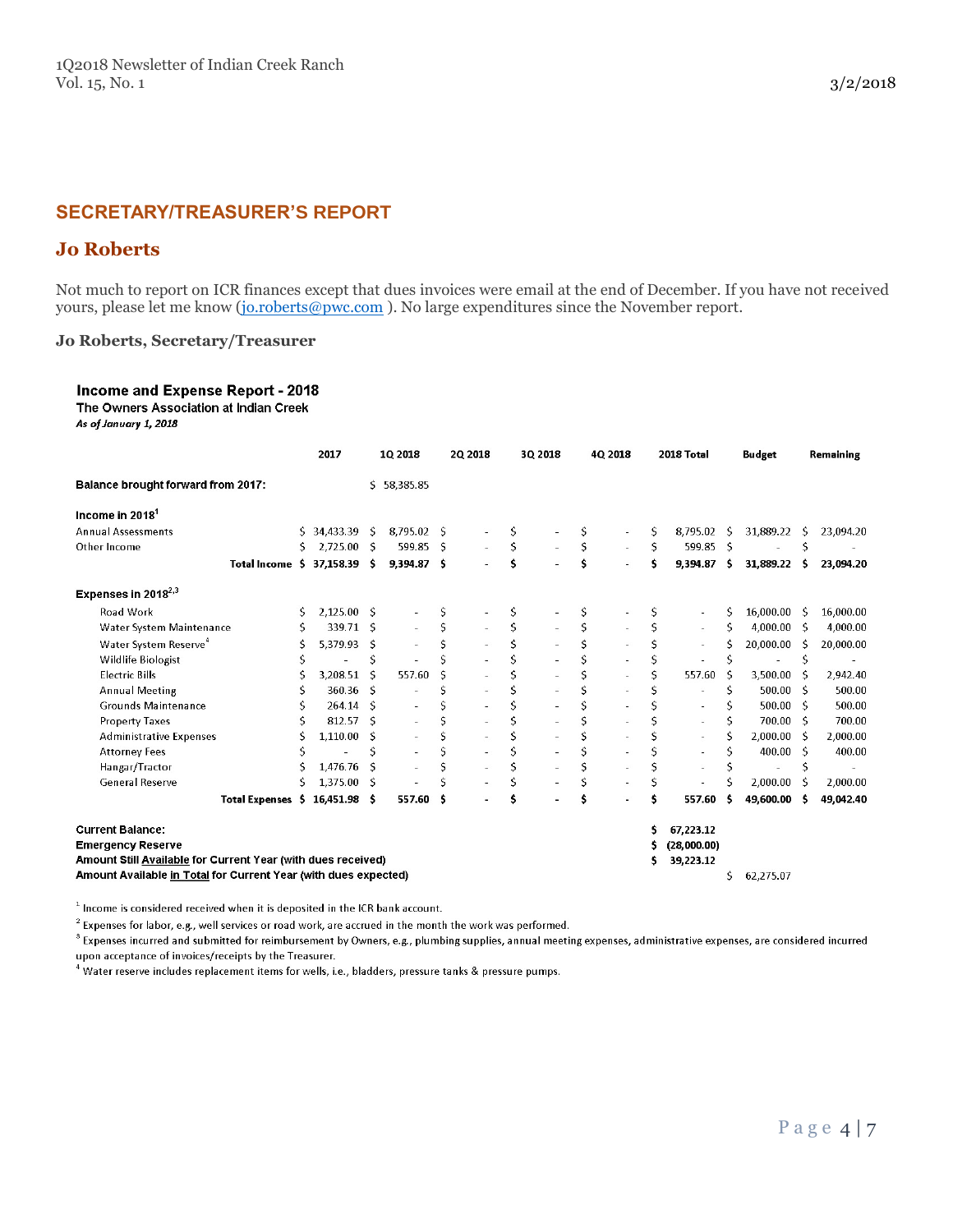## SECRETARY/TREASURER'S REPORT

## Jo Roberts

Not much to report on ICR finances except that dues invoices were email at the end of December. If you have not received yours, please let me know (jo.roberts@pwc.com ). No large expenditures since the November report.

**Jo Roberts, Secretary/Treasurer**

### Income and Expense Report - 2018

**The Owners Association at Indian Creek**

***As of January 1, 2018***

| | 2017 | 1Q 2018 | 2Q 2018 | 3Q 2018 | 4Q 2018 | 2018 Total | Budget | Remaining |
|---|---|---|---|---|---|---|---|---|
| **Balance brought forward from 2017:** | | $ 58,385.85 | | | | | | |
| **Income in 2018[1]** | | | | | | | | |
| Annual Assessments | $ 34,433.39 | $ 8,795.02 | $ - | $ - | $ - | $ 8,795.02 | $ 31,889.22 | $ 23,094.20 |
| Other Income | $ 2,725.00 | $ 599.85 | $ - | $ - | $ - | $ 599.85 | $ - | $ - |
| **Total Income** | **$ 37,158.39** | **$ 9,394.87** | **$ -** | **$ -** | **$ -** | **$ 9,394.87** | **$ 31,889.22** | **$ 23,094.20** |
| **Expenses in 2018[2,3]** | | | | | | | | |
| Road Work | $ 2,125.00 | $ - | $ - | $ - | $ - | $ - | $ 16,000.00 | $ 16,000.00 |
| Water System Maintenance | $ 339.71 | $ - | $ - | $ - | $ - | $ - | $ 4,000.00 | $ 4,000.00 |
| Water System Reserve[4] | $ 5,379.93 | $ - | $ - | $ - | $ - | $ - | $ 20,000.00 | $ 20,000.00 |
| Wildlife Biologist | $ - | $ - | $ - | $ - | $ - | $ - | $ - | $ - |
| Electric Bills | $ 3,208.51 | $ 557.60 | $ - | $ - | $ - | $ 557.60 | $ 3,500.00 | $ 2,942.40 |
| Annual Meeting | $ 360.36 | $ - | $ - | $ - | $ - | $ - | $ 500.00 | $ 500.00 |
| Grounds Maintenance | $ 264.14 | $ - | $ - | $ - | $ - | $ - | $ 500.00 | $ 500.00 |
| Property Taxes | $ 812.57 | $ - | $ - | $ - | $ - | $ - | $ 700.00 | $ 700.00 |
| Administrative Expenses | $ 1,110.00 | $ - | $ - | $ - | $ - | $ - | $ 2,000.00 | $ 2,000.00 |
| Attorney Fees | $ - | $ - | $ - | $ - | $ - | $ - | $ 400.00 | $ 400.00 |
| Hangar/Tractor | $ 1,476.76 | $ - | $ - | $ - | $ - | $ - | $ - | $ - |
| General Reserve | $ 1,375.00 | $ - | $ - | $ - | $ - | $ - | $ 2,000.00 | $ 2,000.00 |
| **Total Expenses** | **$ 16,451.98** | **$ 557.60** | **$ -** | **$ -** | **$ -** | **$ 557.60** | **$ 49,600.00** | **$ 49,042.40** |
| **Current Balance:** | | | | | | **$ 67,223.12** | | |
| **Emergency Reserve** | | | | | | **$ (28,000.00)** | | |
| **Amount Still Available for Current Year (with dues received)** | | | | | | **$ 39,223.12** | | |
| **Amount Available in Total for Current Year (with dues expected)** | | | | | | | $ 62,275.07 | |

[1] Income is considered received when it is deposited in the ICR bank account.

[2] Expenses for labor, e.g., well services or road work, are accrued in the month the work was performed.

[3] Expenses incurred and submitted for reimbursement by Owners, e.g., plumbing supplies, annual meeting expenses, administrative expenses, are considered incurred upon acceptance of invoices/receipts by the Treasurer.

[4] Water reserve includes replacement items for wells, i.e., bladders, pressure tanks & pressure pumps.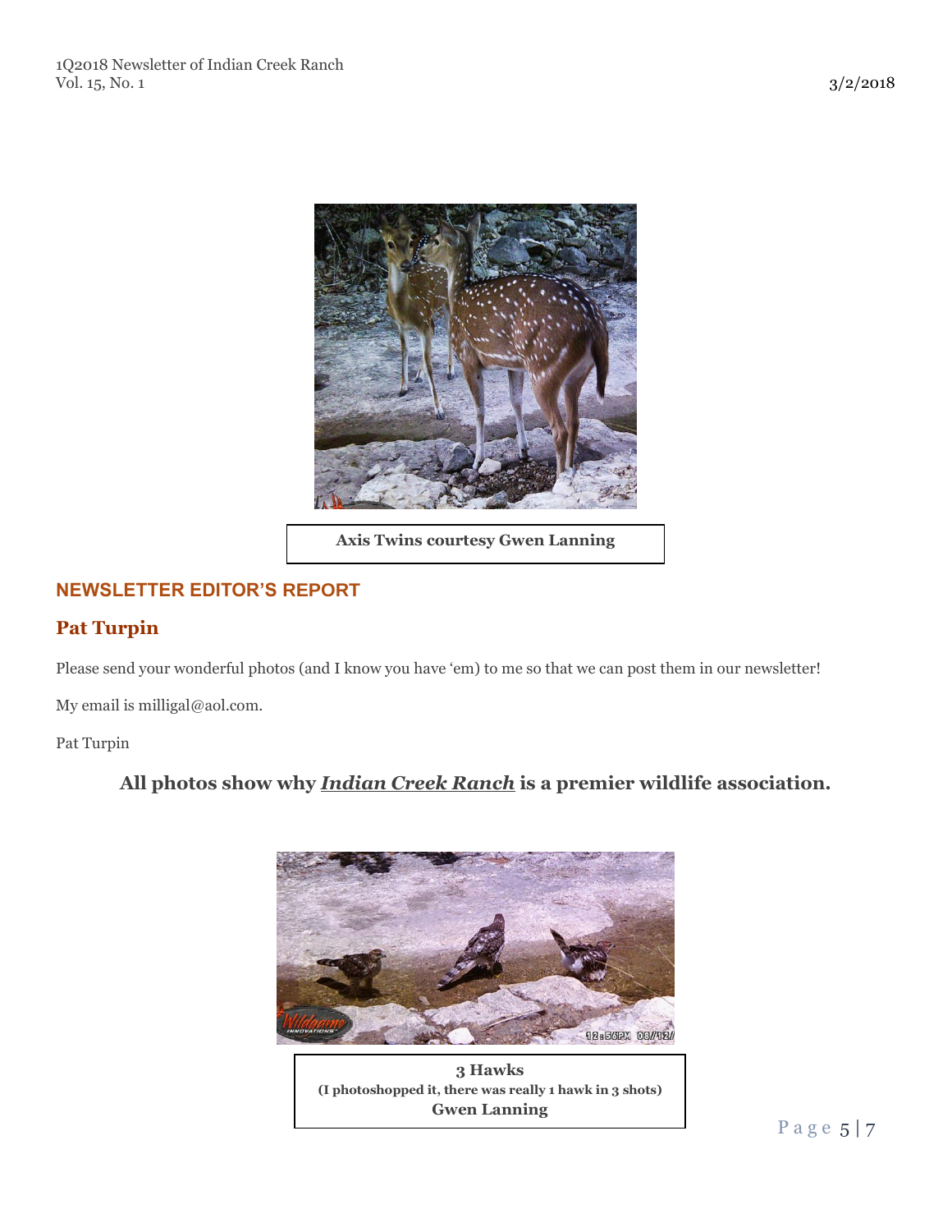Axis Twins courtesy Gwen Lanning

## NEWSLETTER EDITOR'S REPORT

### Pat Turpin

Please send your wonderful photos (and I know you have 'em) to me so that we can post them in our newsletter!

My email is milligal@aol.com.

Pat Turpin

**All photos show why *Indian Creek Ranch* is a premier wildlife association.**

**3 Hawks**
**(I photoshopped it, there was really 1 hawk in 3 shots)**
**Gwen Lanning**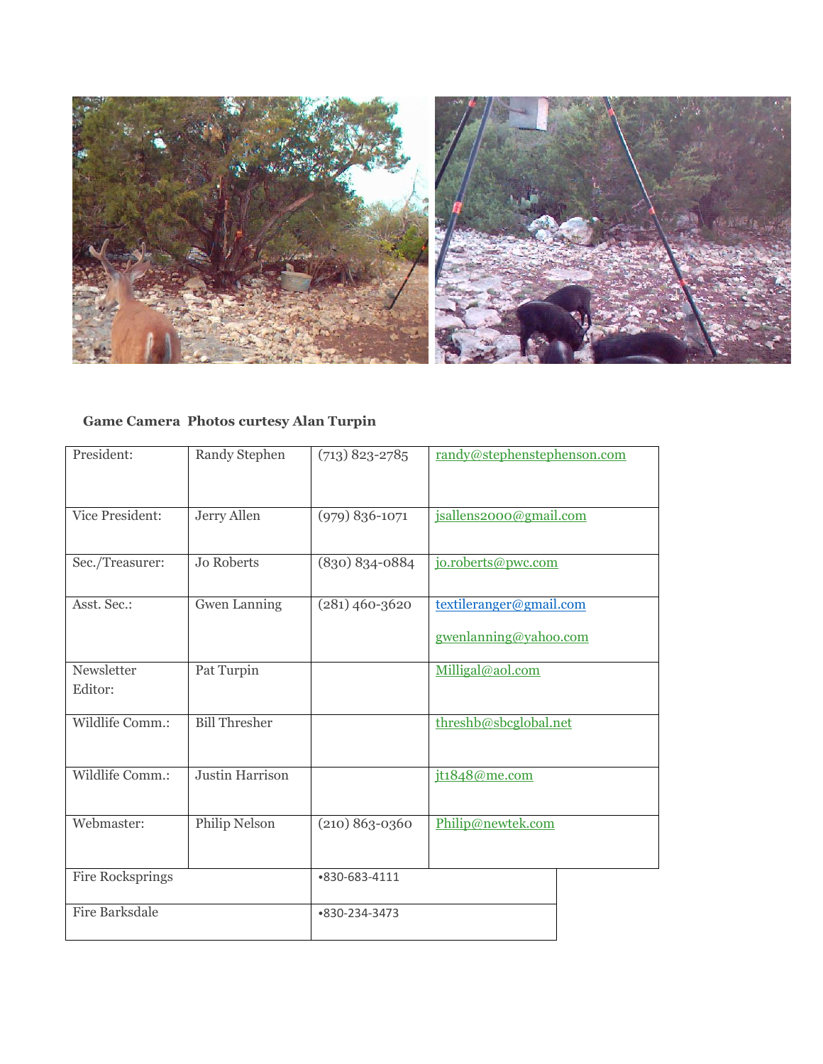**Game Camera Photos curtesy Alan Turpin**

| President: | Randy Stephen | (713) 823-2785 | randy@stephenstephenson.com |
|---|---|---|---|
| Vice President: | Jerry Allen | (979) 836-1071 | jsallens2000@gmail.com |
| Sec./Treasurer: | Jo Roberts | (830) 834-0884 | jo.roberts@pwc.com |
| Asst. Sec.: | Gwen Lanning | (281) 460-3620 | textileranger@gmail.com<br>gwenlanning@yahoo.com |
| Newsletter Editor: | Pat Turpin | | Milligal@aol.com |
| Wildlife Comm.: | Bill Thresher | | threshb@sbcglobal.net |
| Wildlife Comm.: | Justin Harrison | | jt1848@me.com |
| Webmaster: | Philip Nelson | (210) 863-0360 | Philip@newtek.com |
| Fire Rocksprings | | •830-683-4111 | |
| Fire Barksdale | | •830-234-3473 | |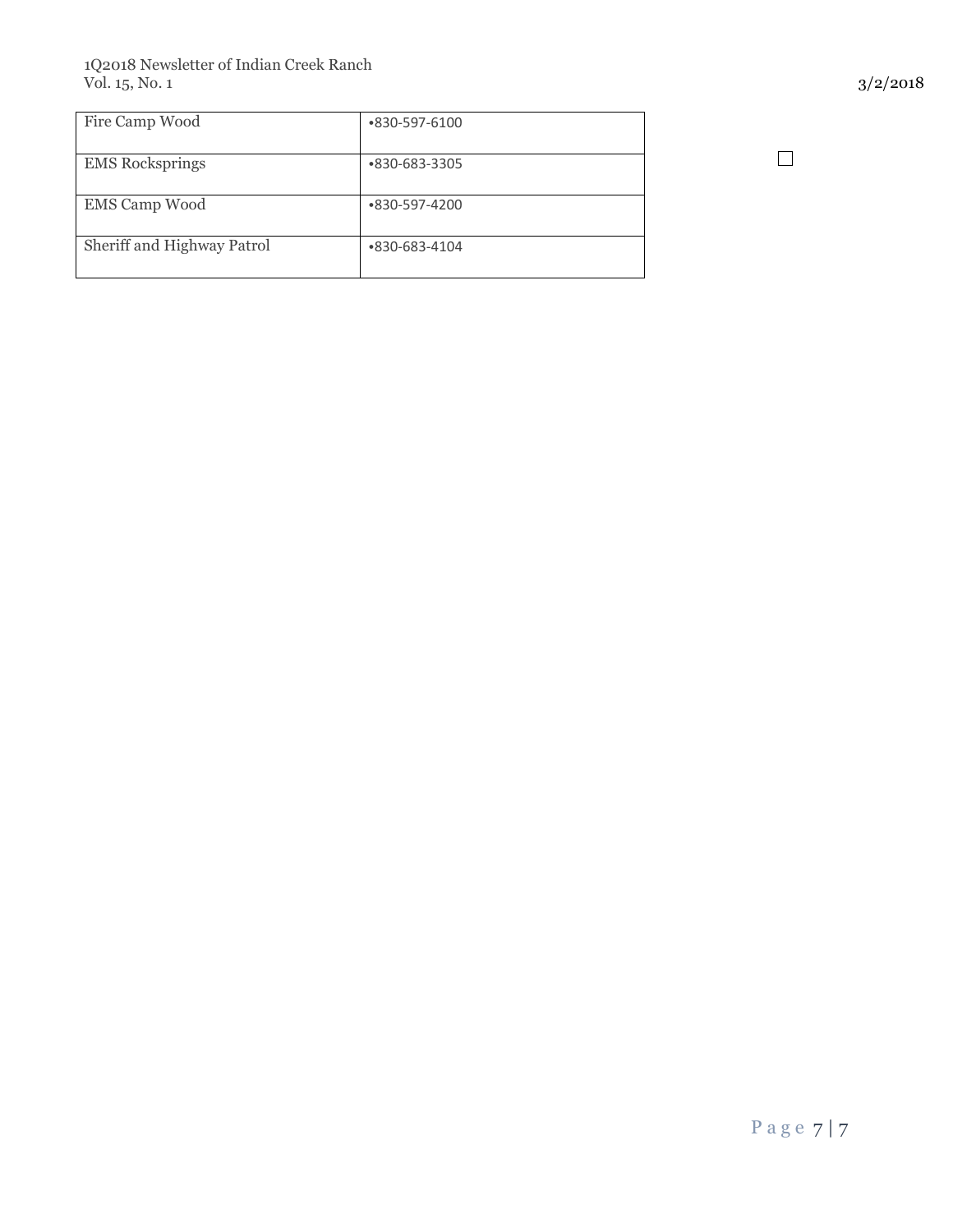| | |
|---|---|
| Fire Camp Wood | •830-597-6100 |
| EMS Rocksprings | •830-683-3305 |
| EMS Camp Wood | •830-597-4200 |
| Sheriff and Highway Patrol | •830-683-4104 |